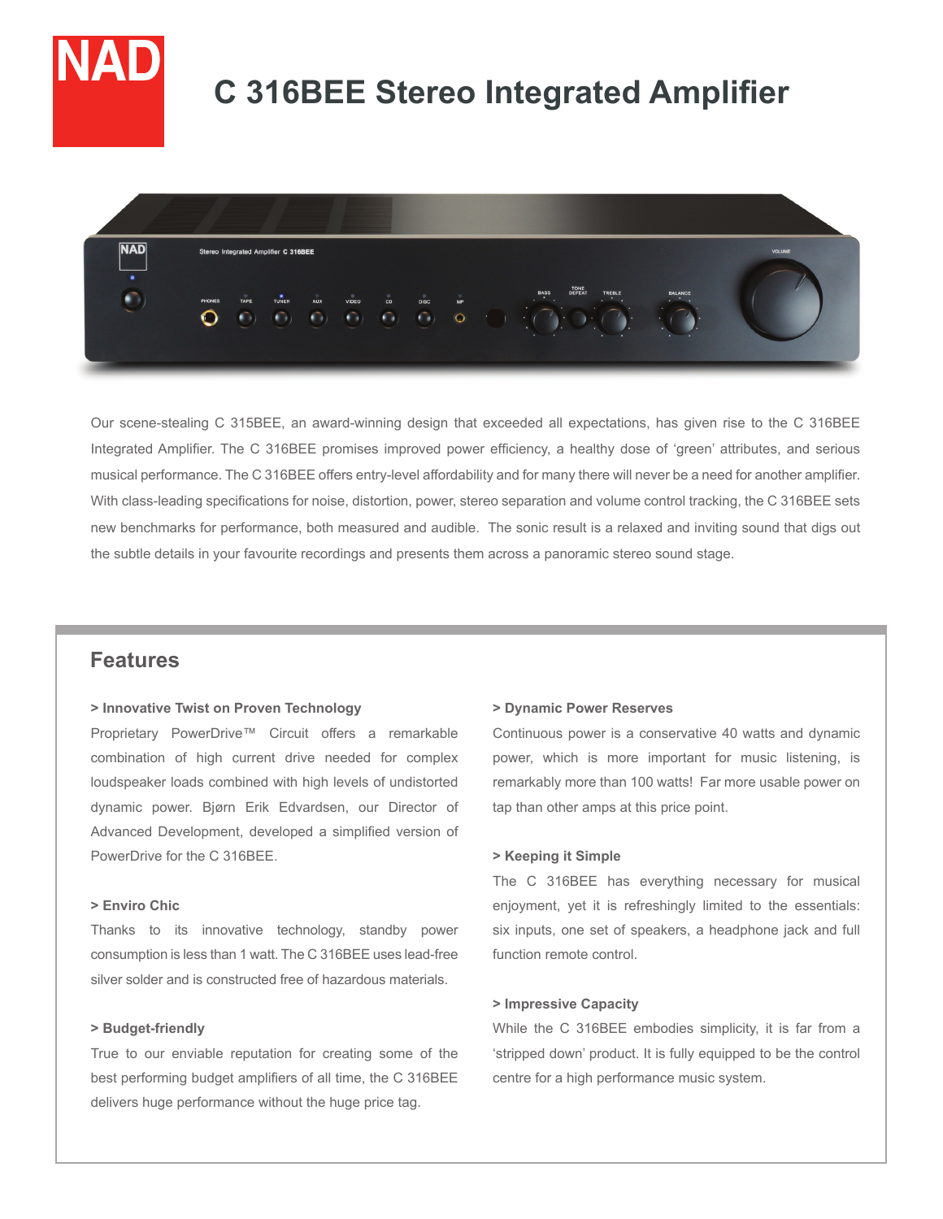# C 316BEE Stereo Integrated Amplifier

Our scene-stealing C 315BEE, an award-winning design that exceeded all expectations, has given rise to the C 316BEE Integrated Amplifier. The C 316BEE promises improved power efficiency, a healthy dose of 'green' attributes, and serious musical performance. The C 316BEE offers entry-level affordability and for many there will never be a need for another amplifier. With class-leading specifications for noise, distortion, power, stereo separation and volume control tracking, the C 316BEE sets new benchmarks for performance, both measured and audible. The sonic result is a relaxed and inviting sound that digs out the subtle details in your favourite recordings and presents them across a panoramic stereo sound stage.

## Features

**> Innovative Twist on Proven Technology**

Proprietary PowerDrive™ Circuit offers a remarkable combination of high current drive needed for complex loudspeaker loads combined with high levels of undistorted dynamic power. Bjørn Erik Edvardsen, our Director of Advanced Development, developed a simplified version of PowerDrive for the C 316BEE.

**> Enviro Chic**

Thanks to its innovative technology, standby power consumption is less than 1 watt. The C 316BEE uses lead-free silver solder and is constructed free of hazardous materials.

**> Budget-friendly**

True to our enviable reputation for creating some of the best performing budget amplifiers of all time, the C 316BEE delivers huge performance without the huge price tag.

**> Dynamic Power Reserves**

Continuous power is a conservative 40 watts and dynamic power, which is more important for music listening, is remarkably more than 100 watts! Far more usable power on tap than other amps at this price point.

**> Keeping it Simple**

The C 316BEE has everything necessary for musical enjoyment, yet it is refreshingly limited to the essentials: six inputs, one set of speakers, a headphone jack and full function remote control.

**> Impressive Capacity**

While the C 316BEE embodies simplicity, it is far from a 'stripped down' product. It is fully equipped to be the control centre for a high performance music system.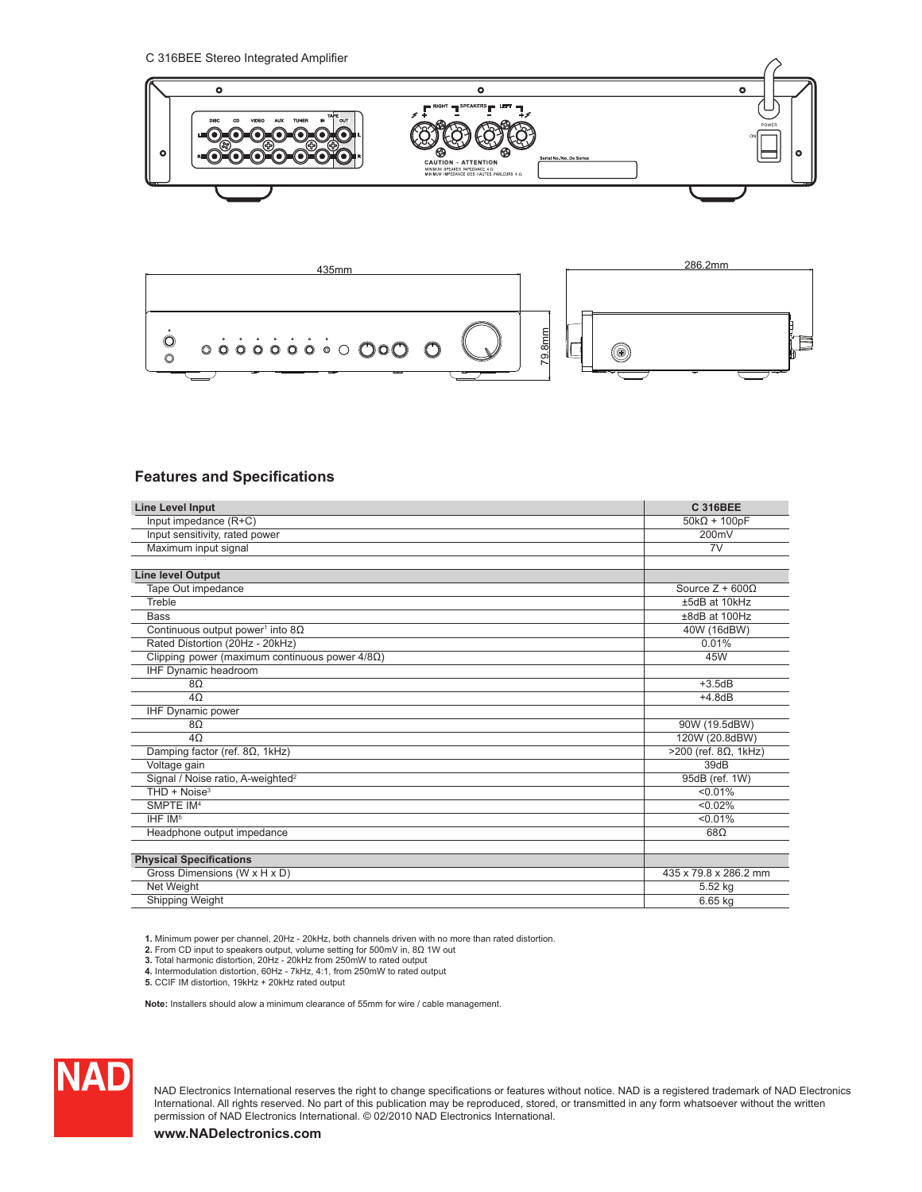C 316BEE Stereo Integrated Amplifier

435mm

286.2mm

79.8mm

## Features and Specifications

| Line Level Input | C 316BEE |
|---|---|
| Input impedance (R+C) | 50kΩ + 100pF |
| Input sensitivity, rated power | 200mV |
| Maximum input signal | 7V |
| | |
| **Line level Output** | |
| Tape Out impedance | Source Z + 600Ω |
| Treble | ±5dB at 10kHz |
| Bass | ±8dB at 100Hz |
| Continuous output power[1] into 8Ω | 40W (16dBW) |
| Rated Distortion (20Hz - 20kHz) | 0.01% |
| Clipping power (maximum continuous power 4/8Ω) | 45W |
| IHF Dynamic headroom | |
| 8Ω | +3.5dB |
| 4Ω | +4.8dB |
| IHF Dynamic power | |
| 8Ω | 90W (19.5dBW) |
| 4Ω | 120W (20.8dBW) |
| Damping factor (ref. 8Ω, 1kHz) | >200 (ref. 8Ω, 1kHz) |
| Voltage gain | 39dB |
| Signal / Noise ratio, A-weighted[2] | 95dB (ref. 1W) |
| THD + Noise[3] | <0.01% |
| SMPTE IM[4] | <0.02% |
| IHF IM[5] | <0.01% |
| Headphone output impedance | 68Ω |
| | |
| **Physical Specifications** | |
| Gross Dimensions (W x H x D) | 435 x 79.8 x 286.2 mm |
| Net Weight | 5.52 kg |
| Shipping Weight | 6.65 kg |

**1.** Minimum power per channel, 20Hz - 20kHz, both channels driven with no more than rated distortion.
**2.** From CD input to speakers output, volume setting for 500mV in, 8Ω 1W out
**3.** Total harmonic distortion, 20Hz - 20kHz from 250mW to rated output
**4.** Intermodulation distortion, 60Hz - 7kHz, 4:1, from 250mW to rated output
**5.** CCIF IM distortion, 19kHz + 20kHz rated output

**Note:** Installers should allow a minimum clearance of 55mm for wire / cable management.

NAD

NAD Electronics International reserves the right to change specifications or features without notice. NAD is a registered trademark of NAD Electronics International. All rights reserved. No part of this publication may be reproduced, stored, or transmitted in any form whatsoever without the written permission of NAD Electronics International. © 02/2010 NAD Electronics International.

**www.NADelectronics.com**